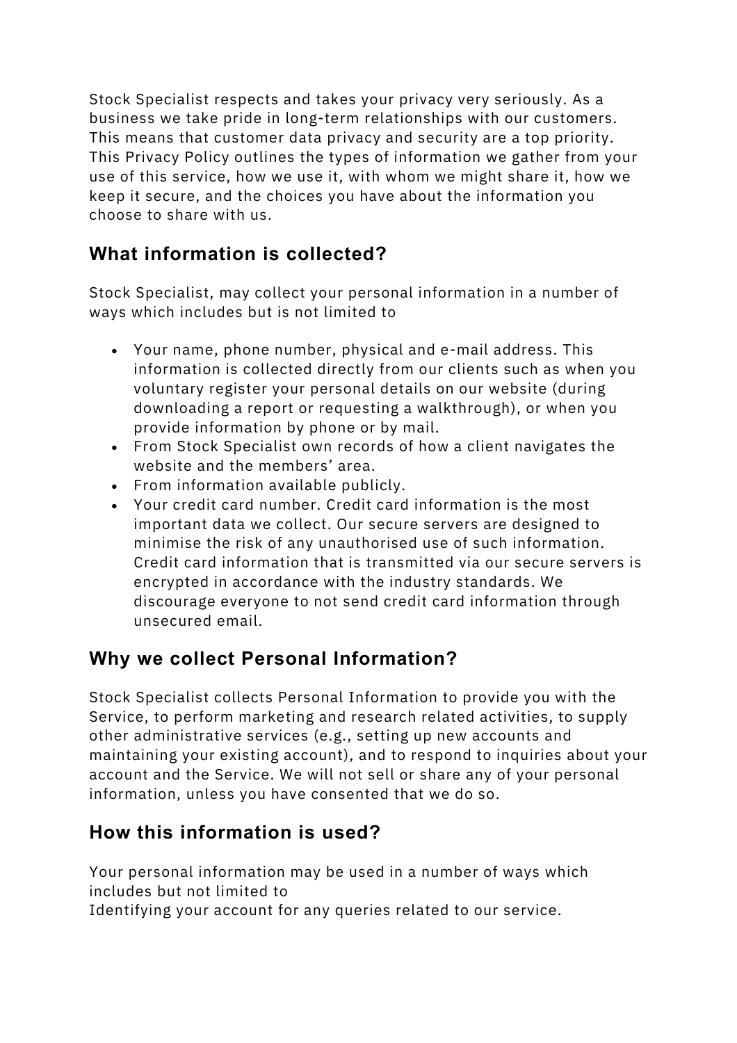Stock Specialist respects and takes your privacy very seriously. As a business we take pride in long-term relationships with our customers. This means that customer data privacy and security are a top priority. This Privacy Policy outlines the types of information we gather from your use of this service, how we use it, with whom we might share it, how we keep it secure, and the choices you have about the information you choose to share with us.

## What information is collected?

Stock Specialist, may collect your personal information in a number of ways which includes but is not limited to

- Your name, phone number, physical and e-mail address. This information is collected directly from our clients such as when you voluntary register your personal details on our website (during downloading a report or requesting a walkthrough), or when you provide information by phone or by mail.
- From Stock Specialist own records of how a client navigates the website and the members' area.
- From information available publicly.
- Your credit card number. Credit card information is the most important data we collect. Our secure servers are designed to minimise the risk of any unauthorised use of such information. Credit card information that is transmitted via our secure servers is encrypted in accordance with the industry standards. We discourage everyone to not send credit card information through unsecured email.

## Why we collect Personal Information?

Stock Specialist collects Personal Information to provide you with the Service, to perform marketing and research related activities, to supply other administrative services (e.g., setting up new accounts and maintaining your existing account), and to respond to inquiries about your account and the Service. We will not sell or share any of your personal information, unless you have consented that we do so.

## How this information is used?

Your personal information may be used in a number of ways which includes but not limited to
Identifying your account for any queries related to our service.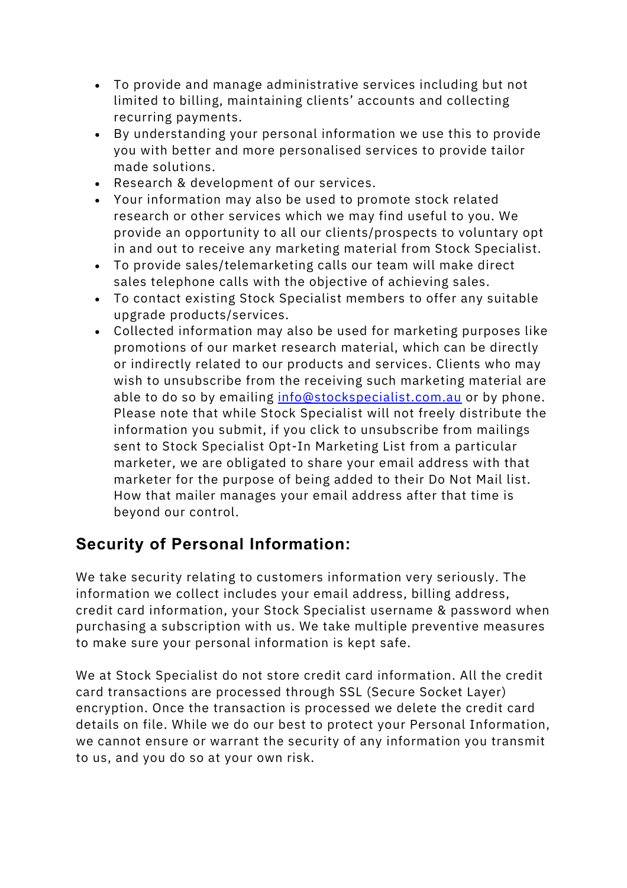- To provide and manage administrative services including but not limited to billing, maintaining clients' accounts and collecting recurring payments.
- By understanding your personal information we use this to provide you with better and more personalised services to provide tailor made solutions.
- Research & development of our services.
- Your information may also be used to promote stock related research or other services which we may find useful to you. We provide an opportunity to all our clients/prospects to voluntary opt in and out to receive any marketing material from Stock Specialist.
- To provide sales/telemarketing calls our team will make direct sales telephone calls with the objective of achieving sales.
- To contact existing Stock Specialist members to offer any suitable upgrade products/services.
- Collected information may also be used for marketing purposes like promotions of our market research material, which can be directly or indirectly related to our products and services. Clients who may wish to unsubscribe from the receiving such marketing material are able to do so by emailing info@stockspecialist.com.au or by phone. Please note that while Stock Specialist will not freely distribute the information you submit, if you click to unsubscribe from mailings sent to Stock Specialist Opt-In Marketing List from a particular marketer, we are obligated to share your email address with that marketer for the purpose of being added to their Do Not Mail list. How that mailer manages your email address after that time is beyond our control.

## Security of Personal Information:

We take security relating to customers information very seriously. The information we collect includes your email address, billing address, credit card information, your Stock Specialist username & password when purchasing a subscription with us. We take multiple preventive measures to make sure your personal information is kept safe.

We at Stock Specialist do not store credit card information. All the credit card transactions are processed through SSL (Secure Socket Layer) encryption. Once the transaction is processed we delete the credit card details on file. While we do our best to protect your Personal Information, we cannot ensure or warrant the security of any information you transmit to us, and you do so at your own risk.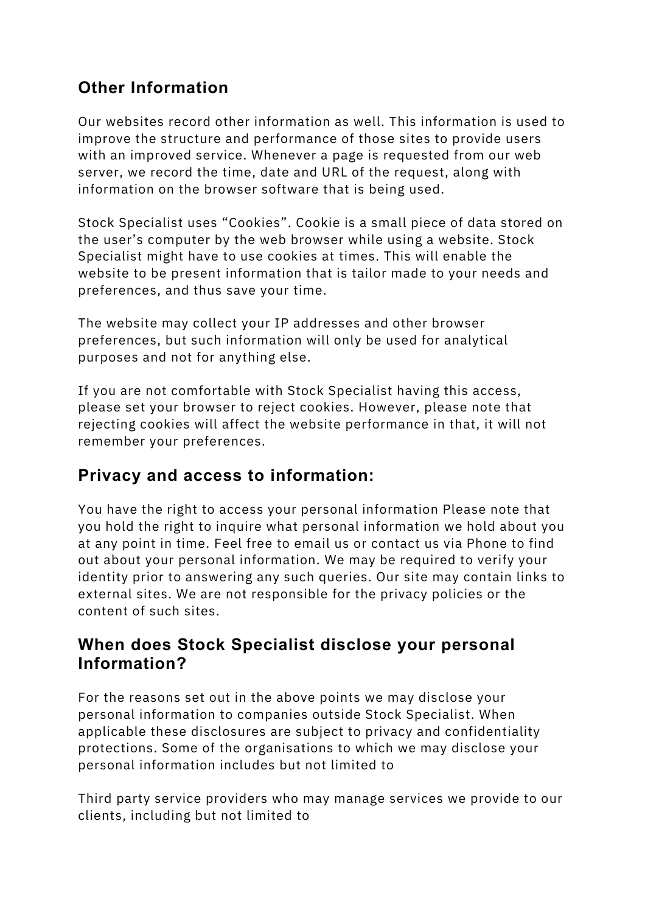## Other Information

Our websites record other information as well. This information is used to improve the structure and performance of those sites to provide users with an improved service. Whenever a page is requested from our web server, we record the time, date and URL of the request, along with information on the browser software that is being used.

Stock Specialist uses “Cookies”. Cookie is a small piece of data stored on the user’s computer by the web browser while using a website. Stock Specialist might have to use cookies at times. This will enable the website to be present information that is tailor made to your needs and preferences, and thus save your time.

The website may collect your IP addresses and other browser preferences, but such information will only be used for analytical purposes and not for anything else.

If you are not comfortable with Stock Specialist having this access, please set your browser to reject cookies. However, please note that rejecting cookies will affect the website performance in that, it will not remember your preferences.

## Privacy and access to information:

You have the right to access your personal information Please note that you hold the right to inquire what personal information we hold about you at any point in time. Feel free to email us or contact us via Phone to find out about your personal information. We may be required to verify your identity prior to answering any such queries. Our site may contain links to external sites. We are not responsible for the privacy policies or the content of such sites.

## When does Stock Specialist disclose your personal Information?

For the reasons set out in the above points we may disclose your personal information to companies outside Stock Specialist. When applicable these disclosures are subject to privacy and confidentiality protections. Some of the organisations to which we may disclose your personal information includes but not limited to

Third party service providers who may manage services we provide to our clients, including but not limited to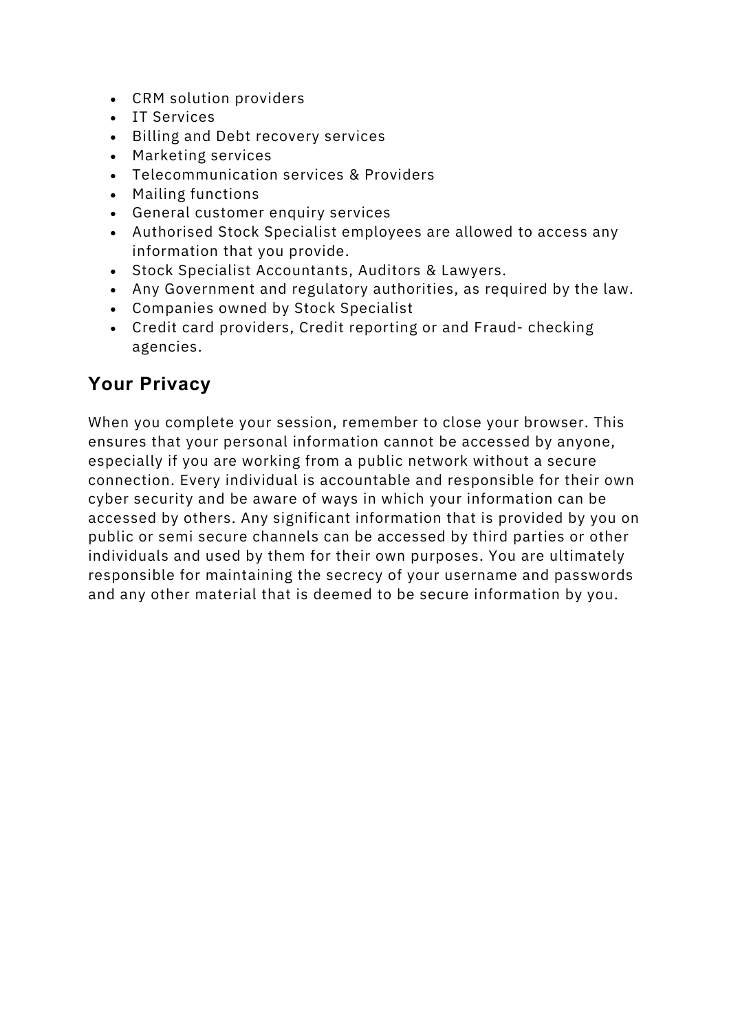- CRM solution providers
- IT Services
- Billing and Debt recovery services
- Marketing services
- Telecommunication services & Providers
- Mailing functions
- General customer enquiry services
- Authorised Stock Specialist employees are allowed to access any information that you provide.
- Stock Specialist Accountants, Auditors & Lawyers.
- Any Government and regulatory authorities, as required by the law.
- Companies owned by Stock Specialist
- Credit card providers, Credit reporting or and Fraud- checking agencies.

## Your Privacy

When you complete your session, remember to close your browser. This ensures that your personal information cannot be accessed by anyone, especially if you are working from a public network without a secure connection. Every individual is accountable and responsible for their own cyber security and be aware of ways in which your information can be accessed by others. Any significant information that is provided by you on public or semi secure channels can be accessed by third parties or other individuals and used by them for their own purposes. You are ultimately responsible for maintaining the secrecy of your username and passwords and any other material that is deemed to be secure information by you.